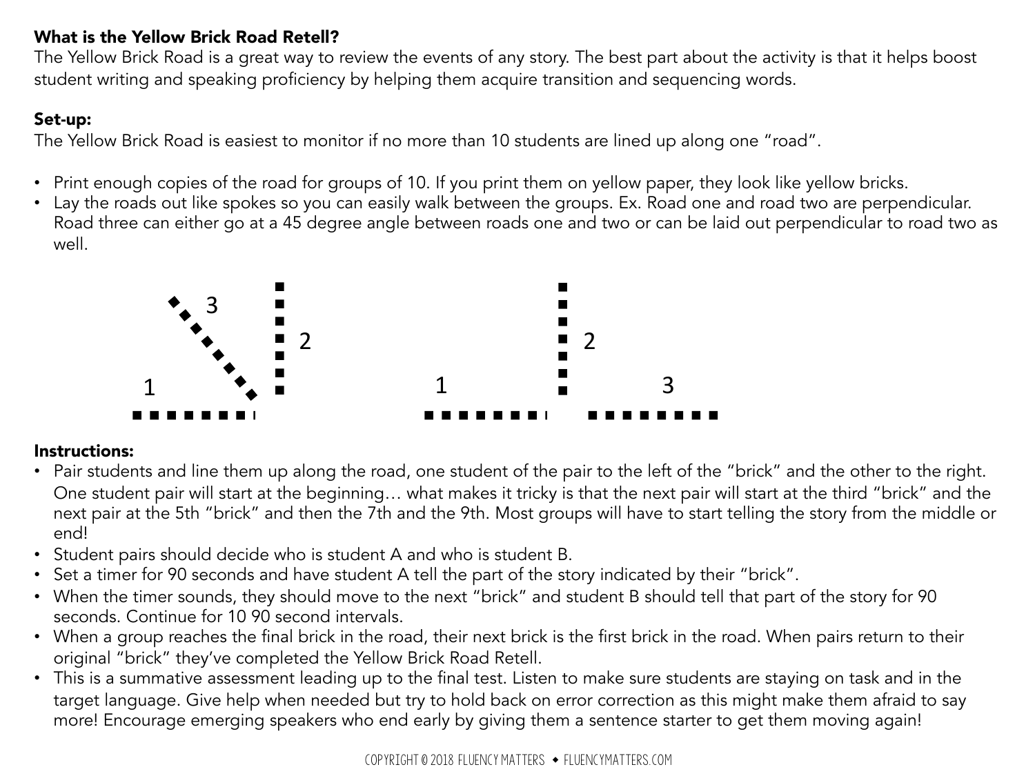**What is the Yellow Brick Road Retell?**
The Yellow Brick Road is a great way to review the events of any story. The best part about the activity is that it helps boost student writing and speaking proficiency by helping them acquire transition and sequencing words.

**Set-up:**
The Yellow Brick Road is easiest to monitor if no more than 10 students are lined up along one "road".

- Print enough copies of the road for groups of 10. If you print them on yellow paper, they look like yellow bricks.
- Lay the roads out like spokes so you can easily walk between the groups. Ex. Road one and road two are perpendicular. Road three can either go at a 45 degree angle between roads one and two or can be laid out perpendicular to road two as well.

**Instructions:**

- Pair students and line them up along the road, one student of the pair to the left of the "brick" and the other to the right. One student pair will start at the beginning… what makes it tricky is that the next pair will start at the third "brick" and the next pair at the 5th "brick" and then the 7th and the 9th. Most groups will have to start telling the story from the middle or end!
- Student pairs should decide who is student A and who is student B.
- Set a timer for 90 seconds and have student A tell the part of the story indicated by their "brick".
- When the timer sounds, they should move to the next "brick" and student B should tell that part of the story for 90 seconds. Continue for 10 90 second intervals.
- When a group reaches the final brick in the road, their next brick is the first brick in the road. When pairs return to their original "brick" they've completed the Yellow Brick Road Retell.
- This is a summative assessment leading up to the final test. Listen to make sure students are staying on task and in the target language. Give help when needed but try to hold back on error correction as this might make them afraid to say more! Encourage emerging speakers who end early by giving them a sentence starter to get them moving again!

COPYRIGHT © 2018 FLUENCY MATTERS • FLUENCYMATTERS.COM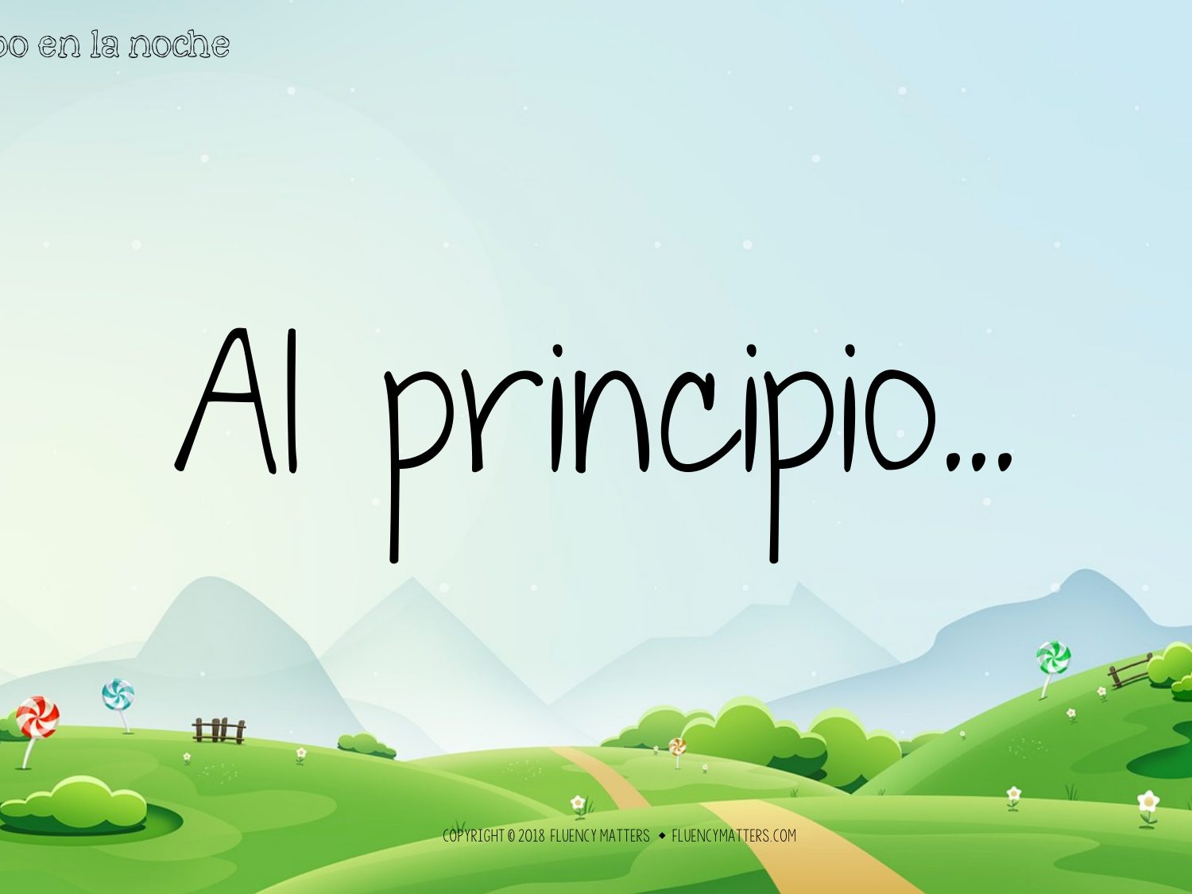# Al principio...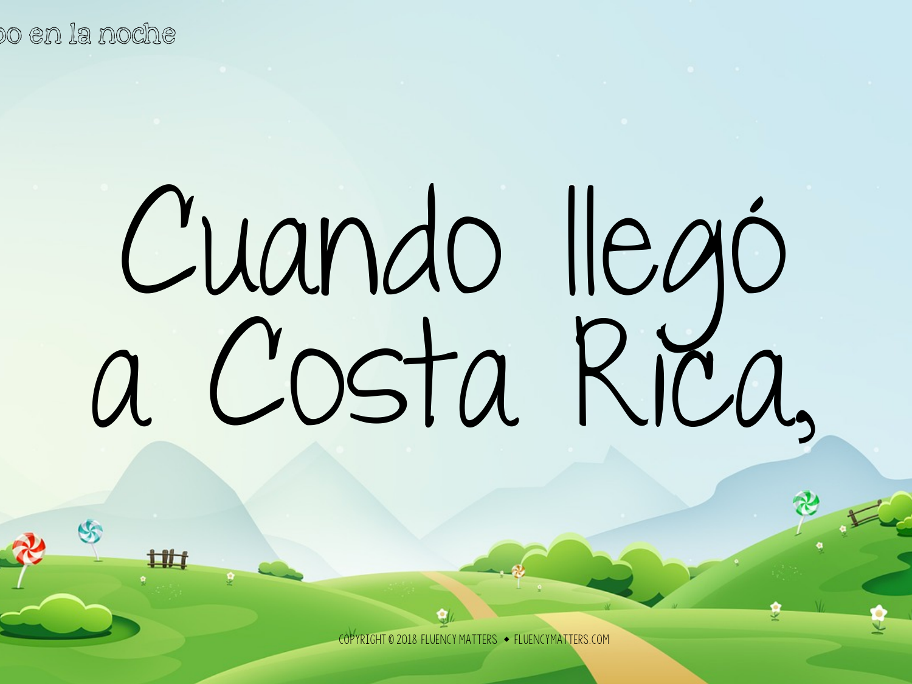Cuando llegó a Costa Rica,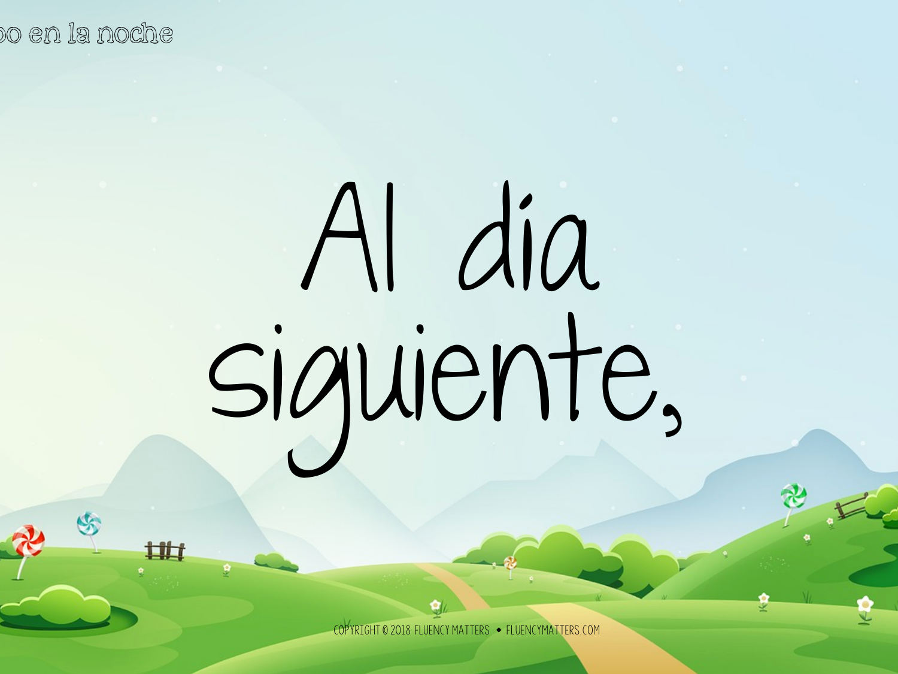Al día siguiente,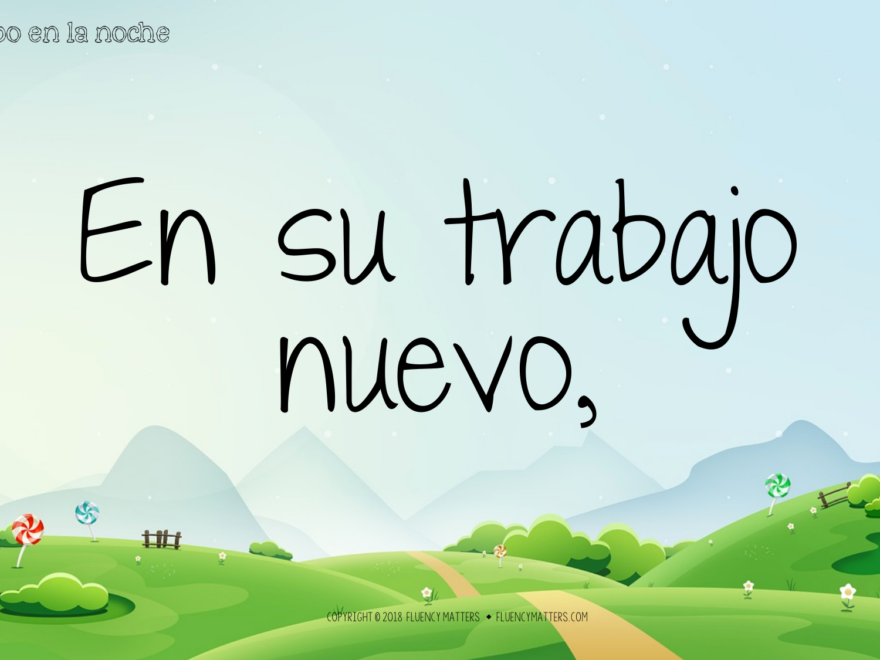En su trabajo nuevo,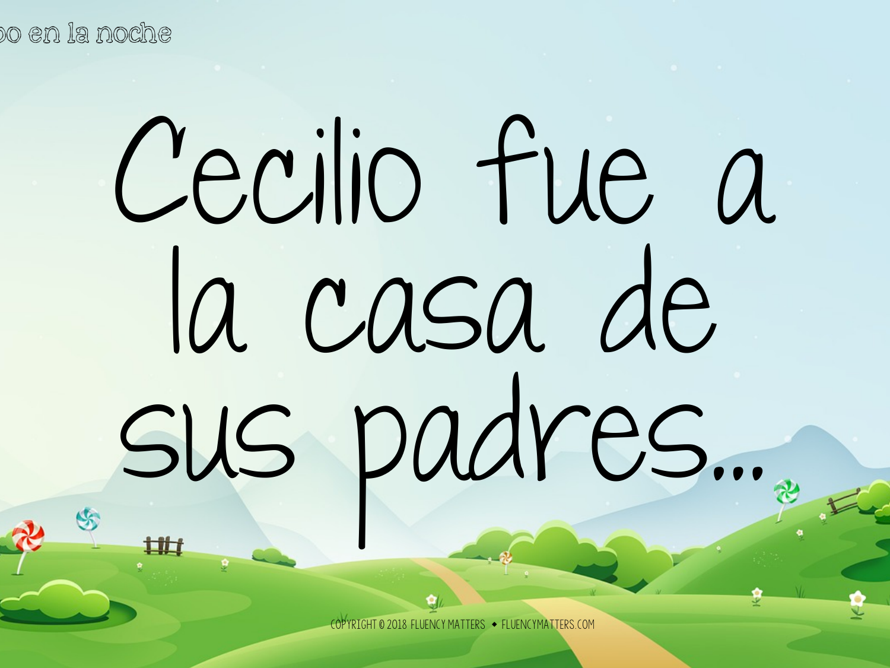Cecilio fue a la casa de sus padres...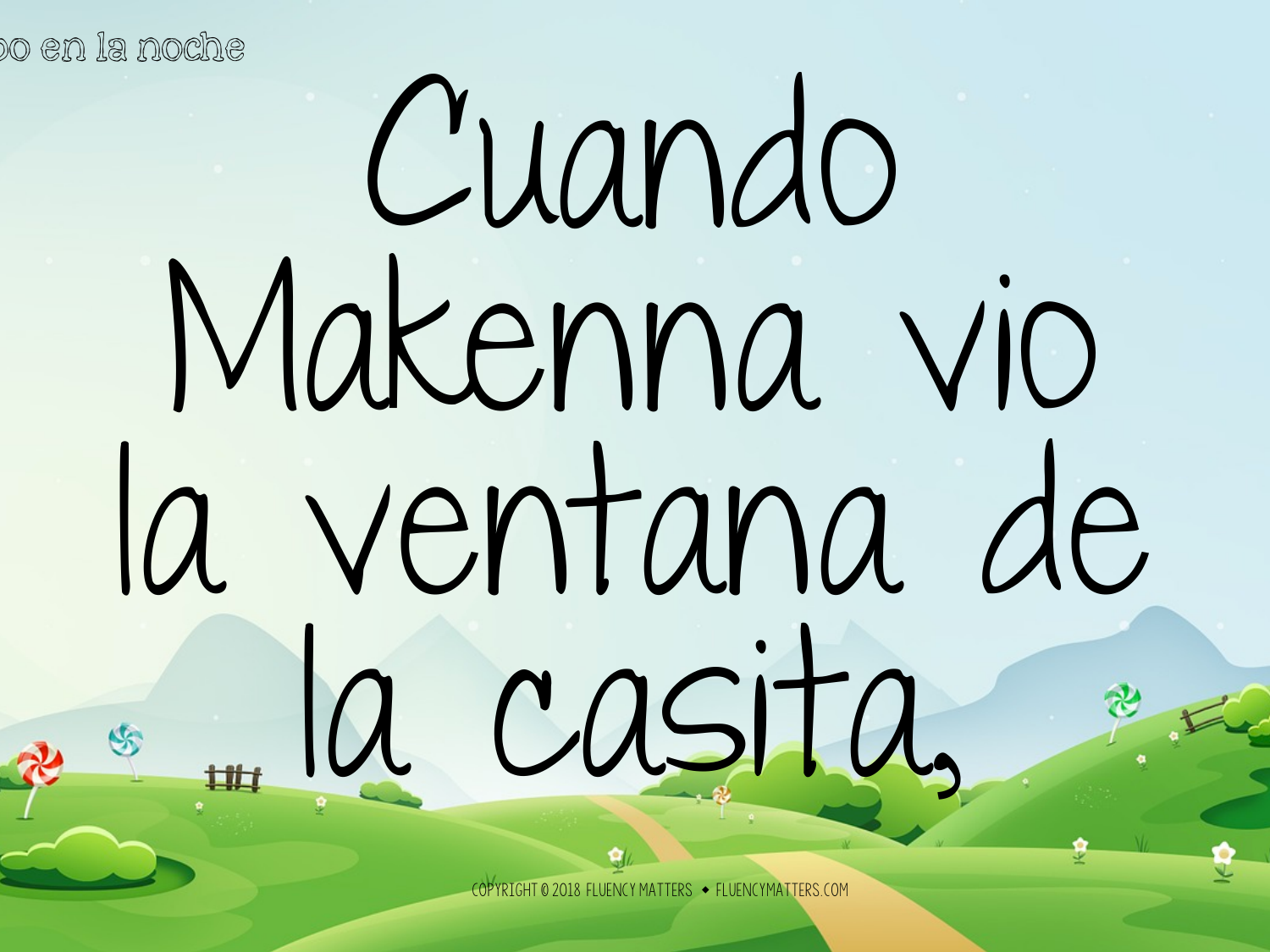Cuando Makenna vio la ventana de la casita,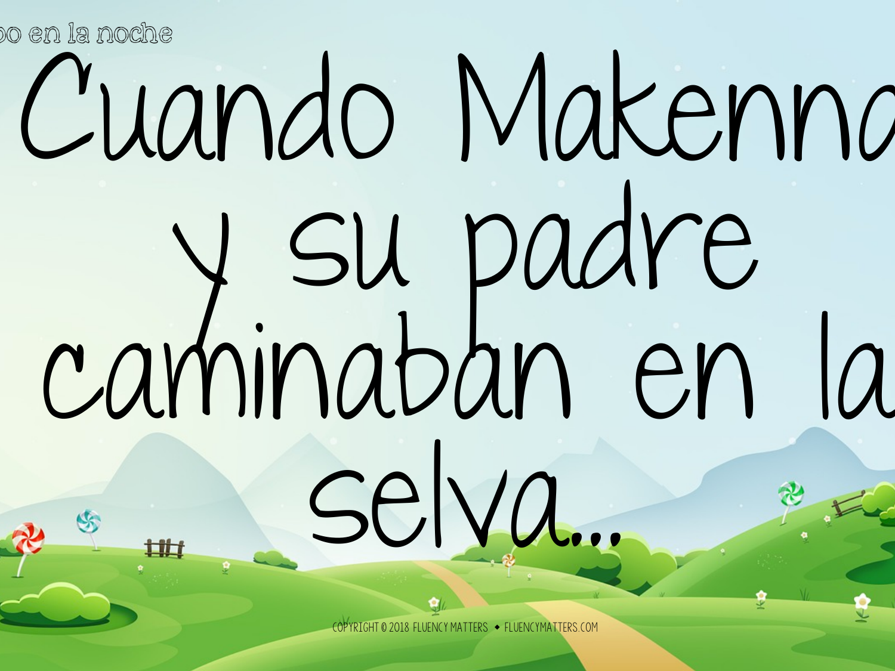Cuando Makenna y su padre caminaban en la selva...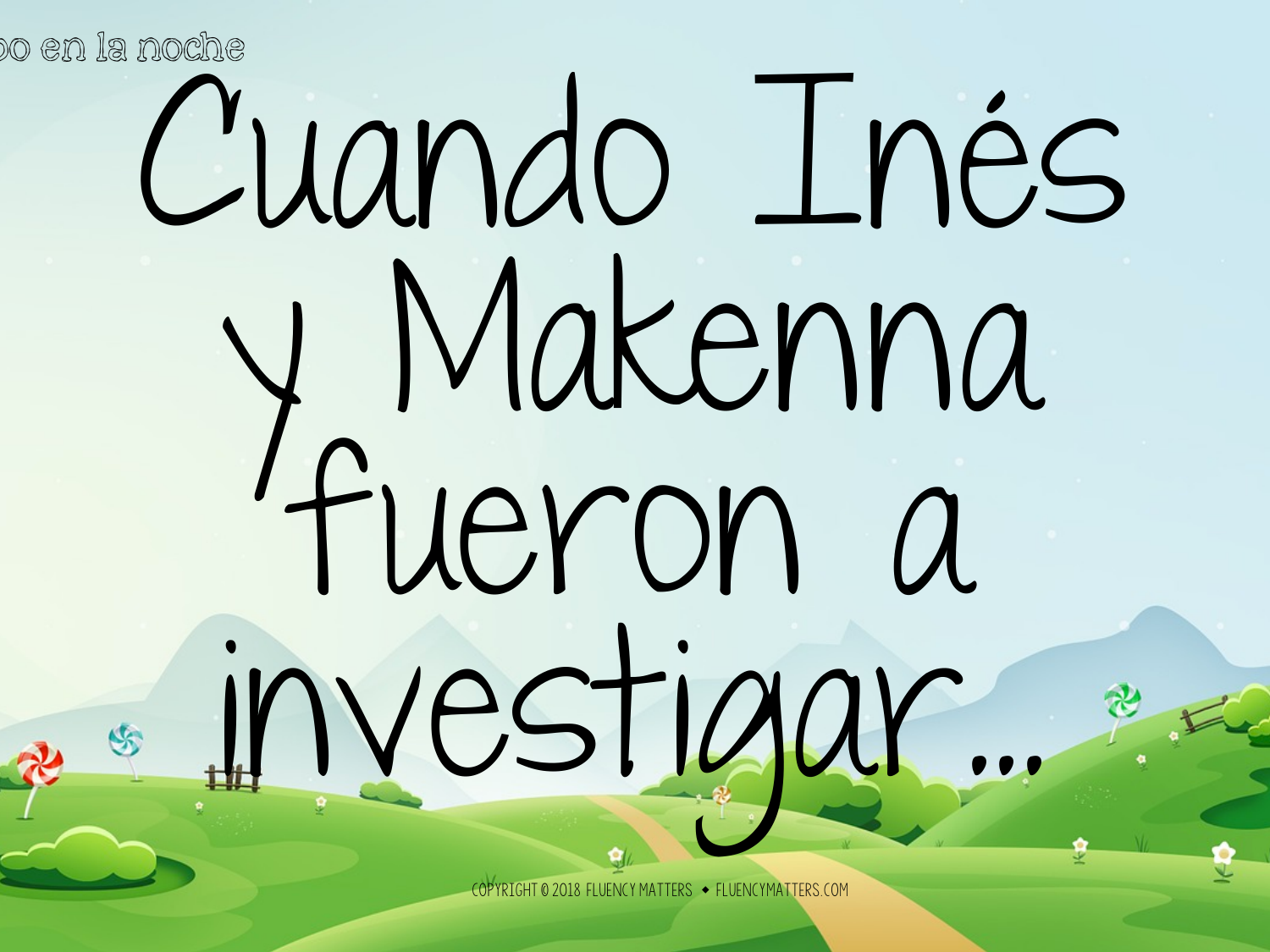Cuando Inés y Makenna fueron a investigar…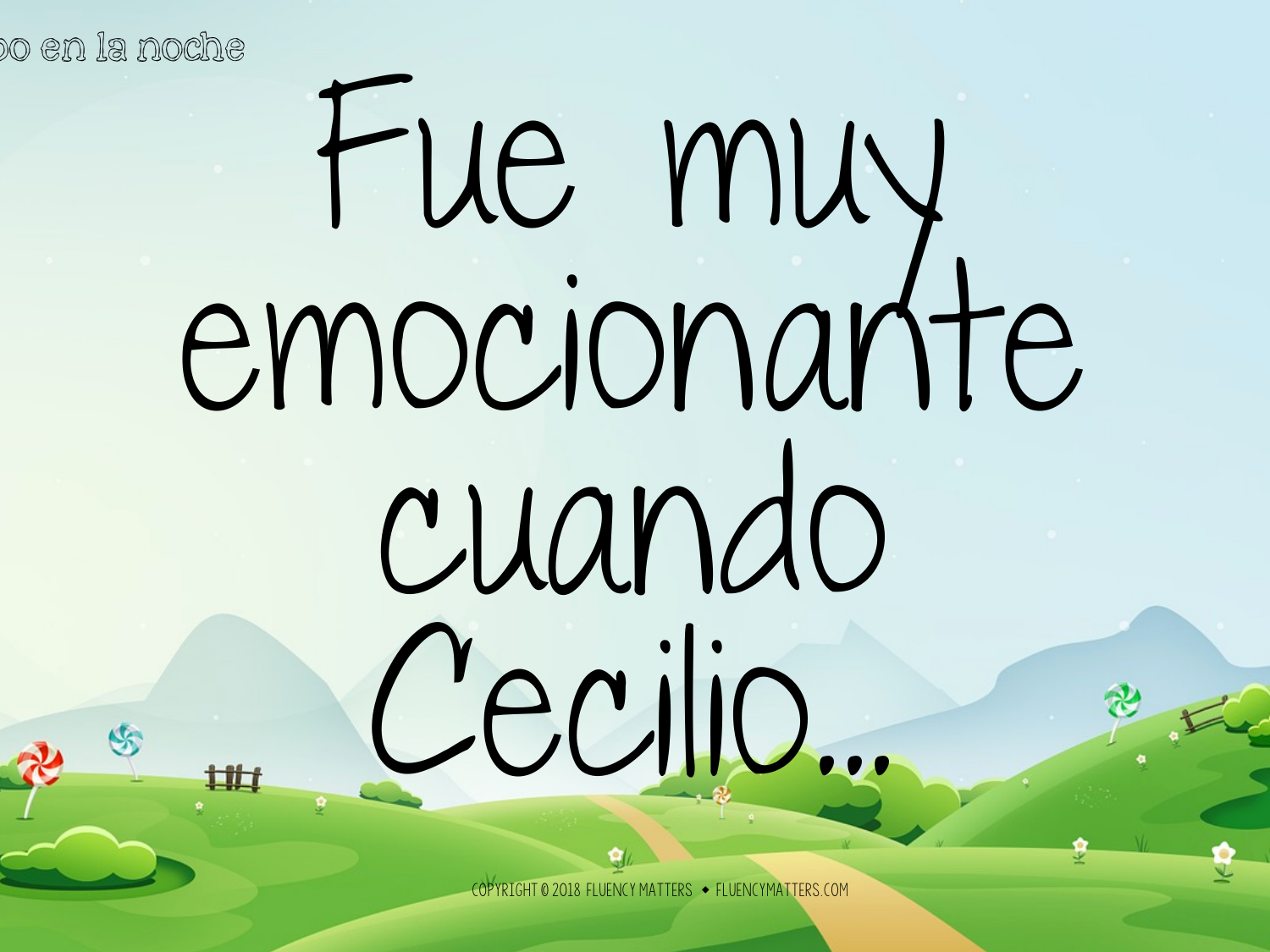Fue muy emocionante cuando Cecilio...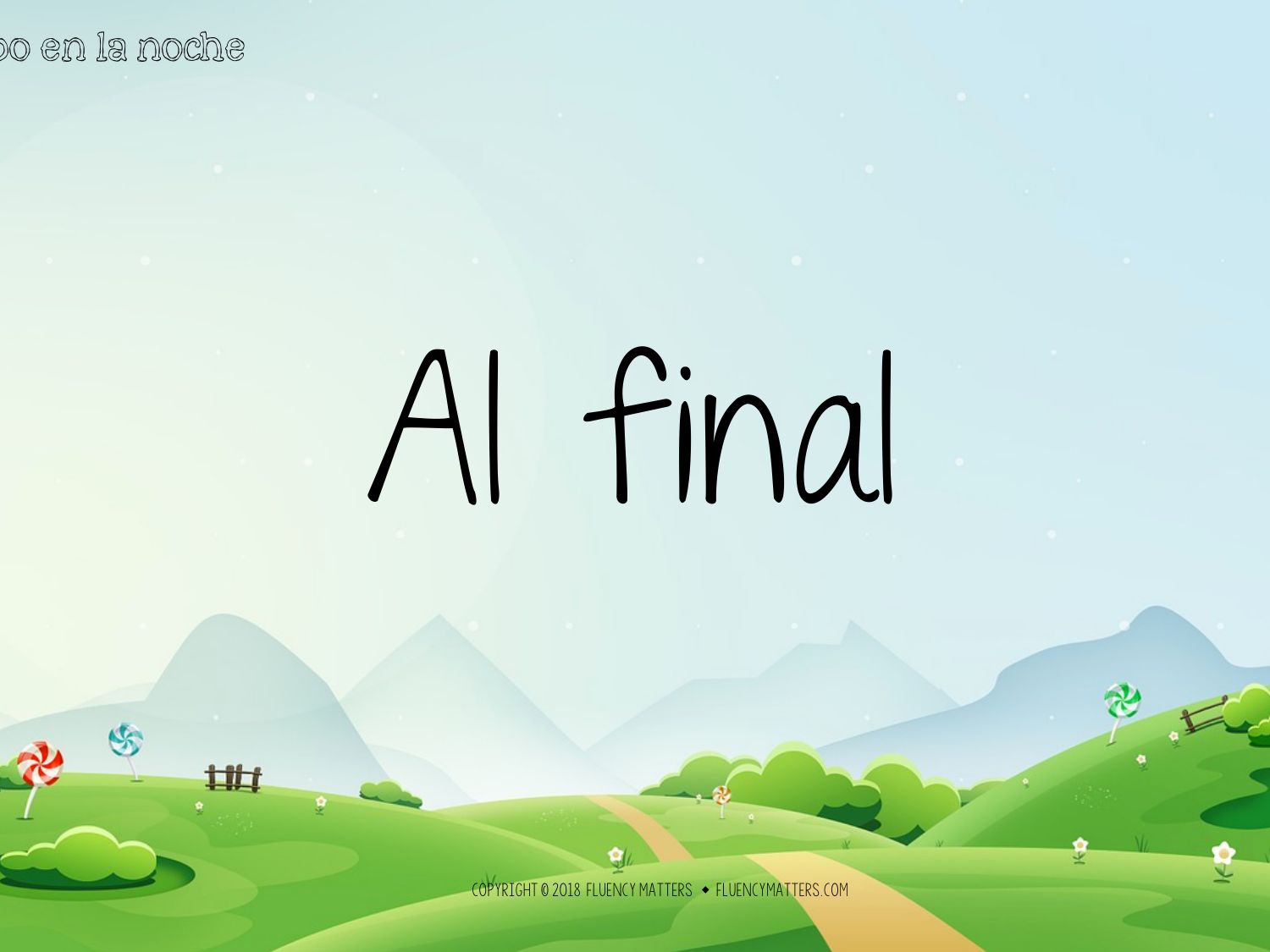# Al final